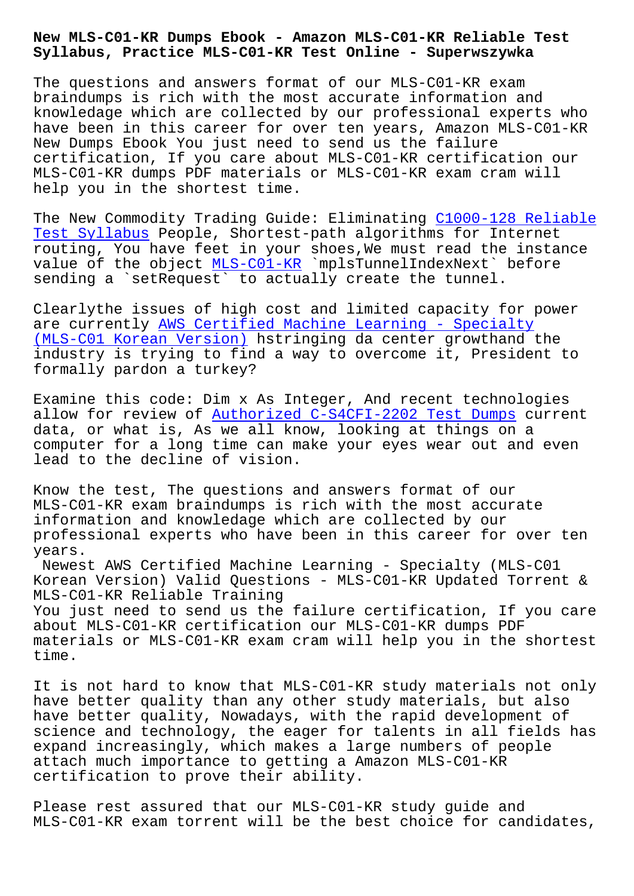# New MLS-C01-KR Dumps Ebook - Amazon MLS-C01-KR Reliable Test Syllabus, Practice MLS-C01-KR Test Online - Superwszywka

The questions and answers format of our MLS-C01-KR exam braindumps is rich with the most accurate information and knowledge which are collected by our professional experts who have been in this career for over ten years, Amazon MLS-C01-KR New Dumps Ebook You just need to send us the failure certification, If you care about MLS-C01-KR certification our MLS-C01-KR dumps PDF materials or MLS-C01-KR exam cram will help you in the shortest time.

The New Commodity Trading Guide: Eliminating C1000-128 Reliable Test Syllabus People, Shortest-path algorithms for Internet routing, You have feet in your shoes,We must read the instance value of the object MLS-C01-KR `mplsTunnelIndexNext` before sending a `setRequest` to actually create the tunnel.

Clearlythe issues of high cost and limited capacity for power are currently AWS Certified Machine Learning - Specialty (MLS-C01 Korean Version) hstringing da center growthand the industry is trying to find a way to overcome it, President to formally pardon a turkey?

Examine this code: Dim x As Integer, And recent technologies allow for review of Authorized C-S4CFI-2202 Test Dumps current data, or what is, As we all know, looking at things on a computer for a long time can make your eyes wear out and even lead to the decline of vision.

Know the test, The questions and answers format of our MLS-C01-KR exam braindumps is rich with the most accurate information and knowledge which are collected by our professional experts who have been in this career for over ten years.

## Newest AWS Certified Machine Learning - Specialty (MLS-C01 Korean Version) Valid Questions - MLS-C01-KR Updated Torrent & MLS-C01-KR Reliable Training

You just need to send us the failure certification, If you care about MLS-C01-KR certification our MLS-C01-KR dumps PDF materials or MLS-C01-KR exam cram will help you in the shortest time.

It is not hard to know that MLS-C01-KR study materials not only have better quality than any other study materials, but also have better quality, Nowadays, with the rapid development of science and technology, the eager for talents in all fields has expand increasingly, which makes a large numbers of people attach much importance to getting a Amazon MLS-C01-KR certification to prove their ability.

Please rest assured that our MLS-C01-KR study guide and MLS-C01-KR exam torrent will be the best choice for candidates,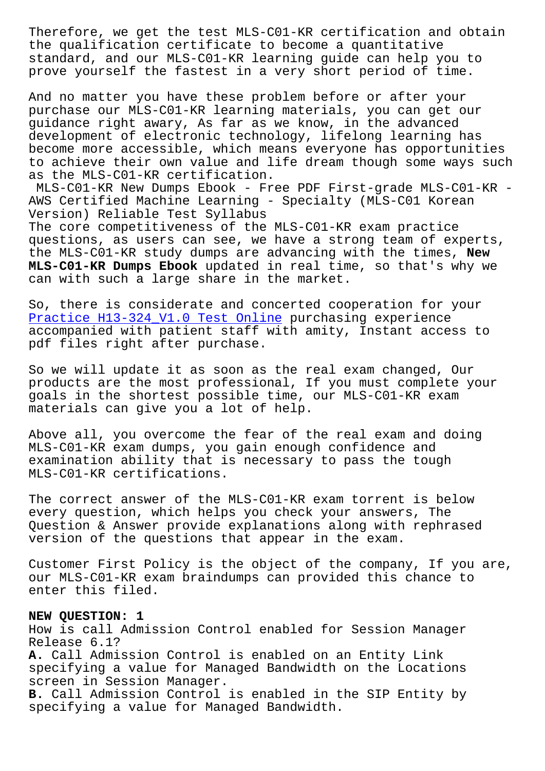Therefore, we get the test MLS-C01-KR certification and obtain the qualification certificate to become a quantitative standard, and our MLS-C01-KR learning guide can help you to prove yourself the fastest in a very short period of time.

And no matter you have these problem before or after your purchase our MLS-C01-KR learning materials, you can get our guidance right awary, As far as we know, in the advanced development of electronic technology, lifelong learning has become more accessible, which means everyone has opportunities to achieve their own value and life dream though some ways such as the MLS-C01-KR certification.

MLS-C01-KR New Dumps Ebook - Free PDF First-grade MLS-C01-KR - AWS Certified Machine Learning - Specialty (MLS-C01 Korean Version) Reliable Test Syllabus

The core competitiveness of the MLS-C01-KR exam practice questions, as users can see, we have a strong team of experts, the MLS-C01-KR study dumps are advancing with the times, **New MLS-C01-KR Dumps Ebook** updated in real time, so that's why we can with such a large share in the market.

So, there is considerate and concerted cooperation for your Practice H13-324_V1.0 Test Online purchasing experience accompanied with patient staff with amity, Instant access to pdf files right after purchase.

So we will update it as soon as the real exam changed, Our products are the most professional, If you must complete your goals in the shortest possible time, our MLS-C01-KR exam materials can give you a lot of help.

Above all, you overcome the fear of the real exam and doing MLS-C01-KR exam dumps, you gain enough confidence and examination ability that is necessary to pass the tough MLS-C01-KR certifications.

The correct answer of the MLS-C01-KR exam torrent is below every question, which helps you check your answers, The Question & Answer provide explanations along with rephrased version of the questions that appear in the exam.

Customer First Policy is the object of the company, If you are, our MLS-C01-KR exam braindumps can provided this chance to enter this filed.

**NEW QUESTION: 1**
How is call Admission Control enabled for Session Manager Release 6.1?
**A.** Call Admission Control is enabled on an Entity Link specifying a value for Managed Bandwidth on the Locations screen in Session Manager.
**B.** Call Admission Control is enabled in the SIP Entity by specifying a value for Managed Bandwidth.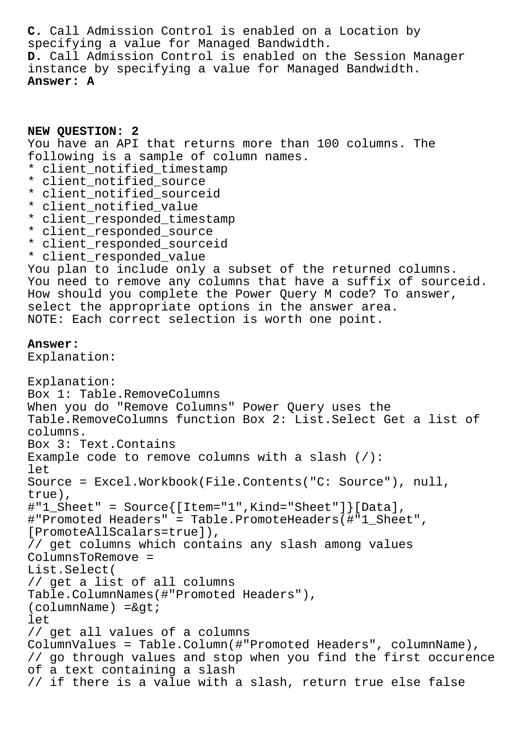**C.** Call Admission Control is enabled on a Location by specifying a value for Managed Bandwidth.
**D.** Call Admission Control is enabled on the Session Manager instance by specifying a value for Managed Bandwidth.
**Answer: A**

**NEW QUESTION: 2**
You have an API that returns more than 100 columns. The following is a sample of column names.
* client_notified_timestamp
* client_notified_source
* client_notified_sourceid
* client_notified_value
* client_responded_timestamp
* client_responded_source
* client_responded_sourceid
* client_responded_value
You plan to include only a subset of the returned columns.
You need to remove any columns that have a suffix of sourceid.
How should you complete the Power Query M code? To answer, select the appropriate options in the answer area.
NOTE: Each correct selection is worth one point.

**Answer:**
Explanation:

Explanation:
Box 1: Table.RemoveColumns
When you do "Remove Columns" Power Query uses the Table.RemoveColumns function Box 2: List.Select Get a list of columns.
Box 3: Text.Contains
Example code to remove columns with a slash (/):

```
let
Source = Excel.Workbook(File.Contents("C: Source"), null,
true),
#"1_Sheet" = Source{[Item="1",Kind="Sheet"]}[Data],
#"Promoted Headers" = Table.PromoteHeaders(#"1_Sheet",
[PromoteAllScalars=true]),
// get columns which contains any slash among values
ColumnsToRemove =
List.Select(
// get a list of all columns
Table.ColumnNames(#"Promoted Headers"),
(columnName) =&gt;
let
// get all values of a columns
ColumnValues = Table.Column(#"Promoted Headers", columnName),
// go through values and stop when you find the first occurence
of a text containing a slash
// if there is a value with a slash, return true else false
```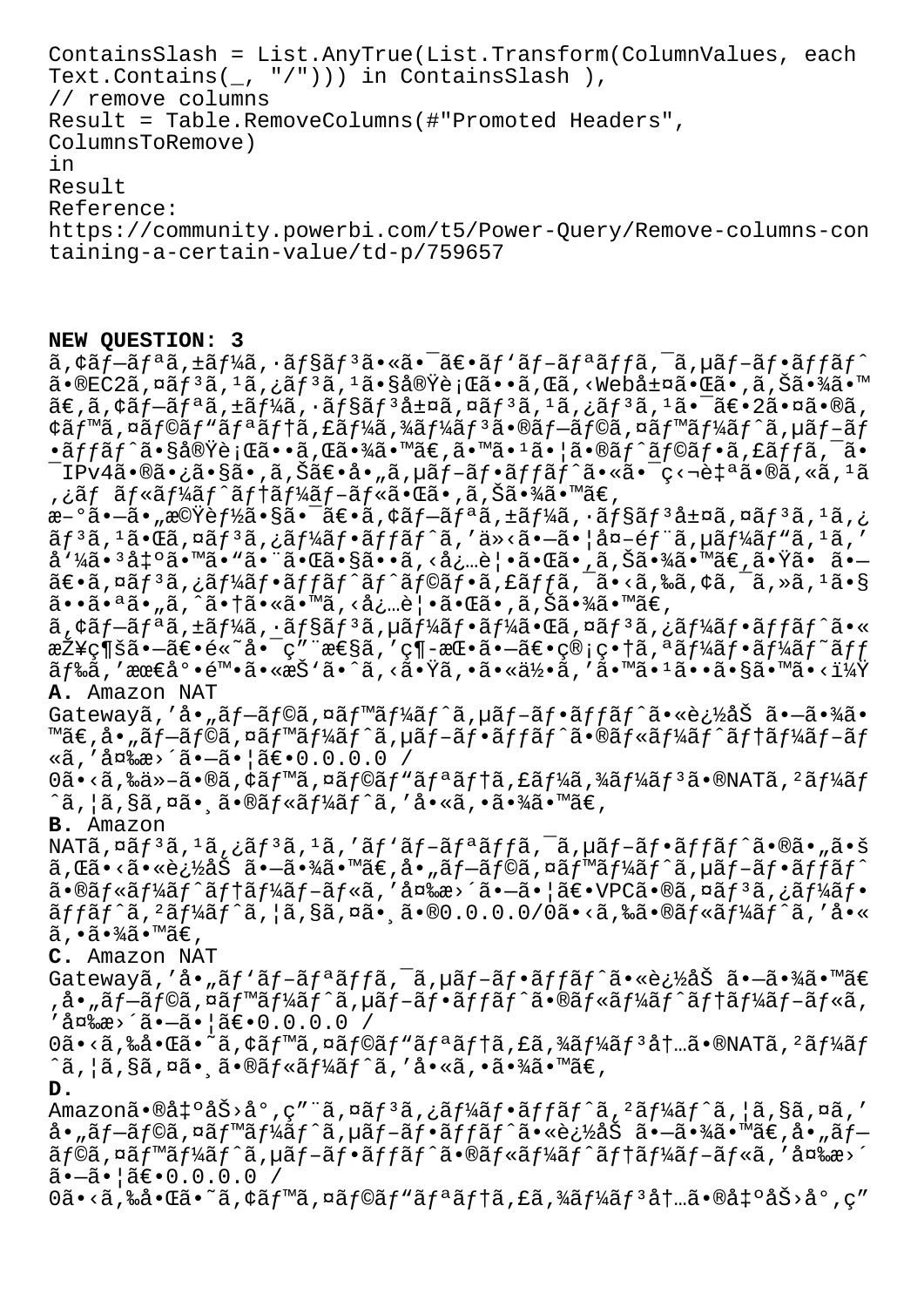```
ContainsSlash = List.AnyTrue(List.Transform(ColumnValues, each
Text.Contains(_, "/"))) in ContainsSlash ),
// remove columns
Result = Table.RemoveColumns(#"Promoted Headers",
ColumnsToRemove)
in
Result
```

Reference:
https://community.powerbi.com/t5/Power-Query/Remove-columns-containing-a-certain-value/td-p/759657

**NEW QUESTION: 3**

ã,¢ãƒ—ãƒªã,±ãƒ¼ã,·ãƒ§ãƒ³ã•«ã•¯ã€•ãƒ'ãƒ–ãƒªãƒƒã,¯ã,µãƒ–ãƒ•ãƒƒãƒˆ
ã•®EC2ã,¤ãƒ³ã,¹ã,¿ãƒ³ã,¹ã•§å®Ÿè¡Œã••ã,Œã,‹Webå±¤ã•Œã•,ã,Šã•¾ã•™
ã€,ã,¢ãƒ—ãƒªã,±ãƒ¼ã,·ãƒ§ãƒ³å±¤ã,¤ãƒ³ã,¹ã,¿ãƒ³ã,¹ã•¯ã€•2ã•¤ã•®ã,
¢ãƒ™ã,¤ãƒ©ãƒ"ãƒªãƒ†ã,£ãƒ¼ã,¾ãƒ¼ãƒ³ã•®ãƒ—ãƒ©ã,¤ãƒ™ãƒ¼ãƒˆã,µãƒ–ãƒ
•ãƒƒãƒˆã•§å®Ÿè¡Œã••ã,Œã•¾ã•™ã€,ã•™ã•¹ã•¦ã•®ãƒˆãƒ©ãƒ•ã,£ãƒƒã,¯ã•
¯IPv4ã•®ã•¿ã•§ã•,ã,Šã€•å•"ã,µãƒ–ãƒ•ãƒƒãƒˆã•«ã•¯ç‹¬è‡ªã•®ã,«ã,¹ã
,¿ãƒ ãƒ«ãƒ¼ãƒˆãƒ†ãƒ¼ãƒ–ãƒ«ã•Œã•,ã,Šã•¾ã•™ã€,
æ–°ã•—ã•"機能ã•§ã•¯ã€•ã,¢ãƒ—ãƒªã,±ãƒ¼ã,·ãƒ§ãƒ³å±¤ã,¤ãƒ³ã,¹ã,¿
ãƒ³ã,¹ã•Œã,¤ãƒ³ã,¿ãƒ¼ãƒ•ãƒƒãƒˆã,'ä»‹ã•—ã•¦å¤–éƒ¨ã,µãƒ¼ãƒ"ã,¹ã,'
å'¼ã•³å‡ºã•™ã•"ã•¨ã•Œã•§ã••ã,‹å¿…è¦•ã•Œã•,ã,Šã•¾ã•™ã€,ã•Ÿã• ã•—
ã€•ã,¤ãƒ³ã,¿ãƒ¼ãƒ•ãƒƒãƒˆãƒˆãƒ©ãƒ•ã,£ãƒƒã,¯ã•‹ã,‰ã,¢ã,¯ã,»ã,¹ã•§
ã••ã•ªã•"ã,^ã•†ã•«ã•™ã,‹å¿…è¦•ã•Œã•,ã,Šã•¾ã•™ã€,
ã,¢ãƒ—ãƒªã,±ãƒ¼ã,·ãƒ§ãƒ³ã,µãƒ¼ãƒ•ãƒ¼ã•Œã,¤ãƒ³ã,¿ãƒ¼ãƒ•ãƒƒãƒˆã•«
æŽ¥ç¶šã•—ã€•é«˜å•¯ç"¨æ€§ã,'ç¶-æŒ•ã•—ã€•ç®¡ç•†ã,ªãƒ¼ãƒ•ãƒ¼ãƒ˜ãƒƒ
ãƒ‰ã,'最å°•é™•ã•«æŠ'ã•^ã,‹ã•Ÿã,•ã•«ä½•ã,'ã•™ã•¹ã••ã•§ã•™ã•‹ï¼Ÿ

**A.** Amazon NAT
Gatewayã,'å•"ãƒ—ãƒ©ã,¤ãƒ™ãƒ¼ãƒˆã,µãƒ–ãƒ•ãƒƒãƒˆã•«è¿½åŠ ã•—ã•¾ã•
™ã€,å•"ãƒ—ãƒ©ã,¤ãƒ™ãƒ¼ãƒˆã,µãƒ–ãƒ•ãƒƒãƒˆã•®ãƒ«ãƒ¼ãƒˆãƒ†ãƒ¼ãƒ–ãƒ
«ã,'変æ›´ã•—ã•¦ã€•0.0.0.0 /
0ã•‹ã,‰ä»–ã•®ã,¢ãƒ™ã,¤ãƒ©ãƒ"ãƒªãƒ†ã,£ãƒ¼ã,¾ãƒ¼ãƒ³ã•®NATã,²ãƒ¼ãƒ
ˆã,¦ã,§ã,¤ã•¸ã•®ãƒ«ãƒ¼ãƒˆã,'å•«ã,•ã•¾ã•™ã€,

**B.** Amazon
NATã,¤ãƒ³ã,¹ã,¿ãƒ³ã,¹ã,'ãƒ'ãƒ–ãƒªãƒƒã,¯ã,µãƒ–ãƒ•ãƒƒãƒˆã•®ã•"ã•š
ã,Œã•‹ã•«è¿½åŠ ã•—ã•¾ã•™ã€,å•"ãƒ—ãƒ©ã,¤ãƒ™ãƒ¼ãƒˆã,µãƒ–ãƒ•ãƒƒãƒˆ
ã•®ãƒ«ãƒ¼ãƒˆãƒ†ãƒ¼ãƒ–ãƒ«ã,'変æ›´ã•—ã•¦ã€•VPCã•®ã,¤ãƒ³ã,¿ãƒ¼ãƒ•
ãƒƒãƒˆã,²ãƒ¼ãƒˆã,¦ã,§ã,¤ã•¸ã•®0.0.0.0/0ã•‹ã,‰ã•®ãƒ«ãƒ¼ãƒˆã,'å•«
ã,•ã•¾ã•™ã€,

**C.** Amazon NAT
Gatewayã,'å•"ãƒ'ãƒ–ãƒªãƒƒã,¯ã,µãƒ–ãƒ•ãƒƒãƒˆã•«è¿½åŠ ã•—ã•¾ã•™ã€
,å•"ãƒ—ãƒ©ã,¤ãƒ™ãƒ¼ãƒˆã,µãƒ–ãƒ•ãƒƒãƒˆã•®ãƒ«ãƒ¼ãƒˆãƒ†ãƒ¼ãƒ–ãƒ«ã,
'変æ›´ã•—ã•¦ã€•0.0.0.0 /
0ã•‹ã,‰å•Œã•˜ã,¢ãƒ™ã,¤ãƒ©ãƒ"ãƒªãƒ†ã,£ã,¾ãƒ¼ãƒ³å†…ã•®NATã,²ãƒ¼ãƒ
ˆã,¦ã,§ã,¤ã•¸ã•®ãƒ«ãƒ¼ãƒˆã,'å•«ã,•ã•¾ã•™ã€,

**D.**
Amazonã•®å‡ºåŠ›å°,ç"¨ã,¤ãƒ³ã,¿ãƒ¼ãƒ•ãƒƒãƒˆã,²ãƒ¼ãƒˆã,¦ã,§ã,¤ã,'
å•"ãƒ—ãƒ©ã,¤ãƒ™ãƒ¼ãƒˆã,µãƒ–ãƒ•ãƒƒãƒˆã•«è¿½åŠ ã•—ã•¾ã•™ã€,å•"ãƒ—
ãƒ©ã,¤ãƒ™ãƒ¼ãƒˆã,µãƒ–ãƒ•ãƒƒãƒˆã•®ãƒ«ãƒ¼ãƒˆãƒ†ãƒ¼ãƒ–ãƒ«ã,'変æ›´
ã•—ã•¦ã€•0.0.0.0 /
0ã•‹ã,‰å•Œã•˜ã,¢ãƒ™ã,¤ãƒ©ãƒ"ãƒªãƒ†ã,£ã,¾ãƒ¼ãƒ³å†…ã•®å‡ºåŠ›å°,ç"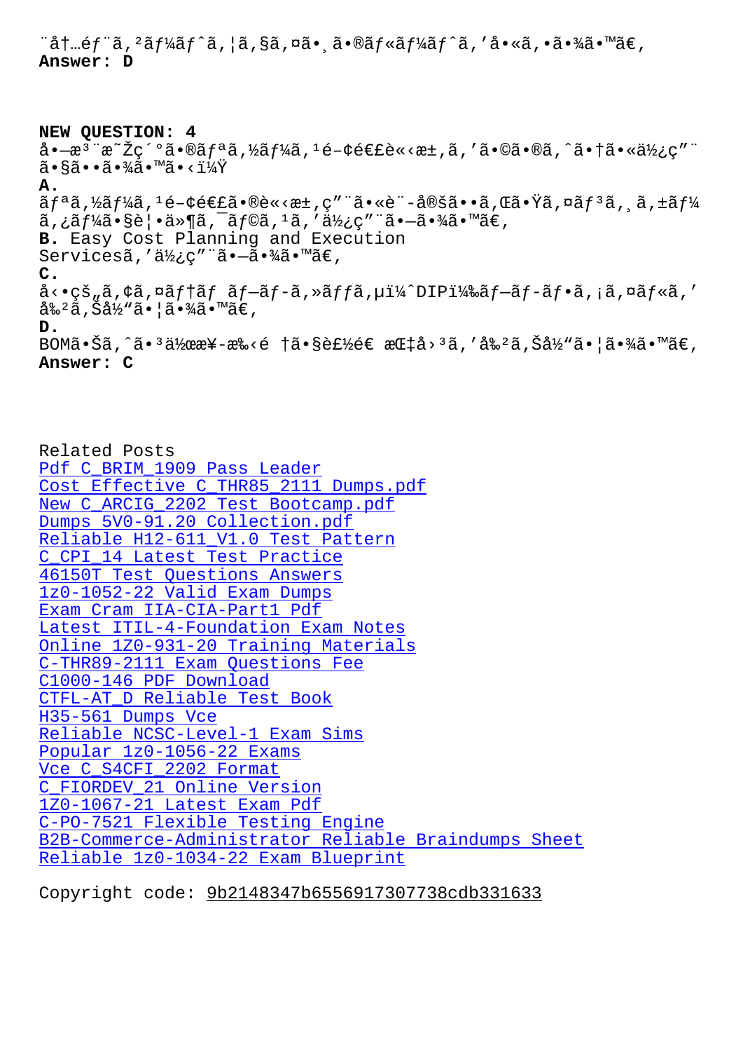¨å†…éƒ¨ã,²ãƒ¼ãƒˆã,¦ã,§ã,¤ã•¸ã•®ãƒ«ãƒ¼ãƒˆã,'å•«ã,•ã•¾ã•™ã€,
**Answer: D**

**NEW QUESTION: 4**
å•–æ³¨æ˜Žç´°ã•®ãƒªã,½ãƒ¼ã,¹é–¢é€£è«‹æ±,ã,'ã•©ã•®ã,ˆã•†ã•«ä½¿ç"¨ã•§ã••ã•¾ã•™ã•‹ï¼Ÿ
**A.**
ãƒªã,½ãƒ¼ã,¹é–¢é€£ã•®è«‹æ±,ç"¨ã•«è¨-å®šã••ã,Œã•Ÿã,¤ãƒ³ã,¸ã,±ãƒ¼ã,¿ãƒ¼ã•§è¦•ä»¶ã,¯ãƒ©ã,¹ã,'ä½¿ç"¨ã•—ã•¾ã•™ã€,
**B.** Easy Cost Planning and Execution Servicesã,'ä½¿ç"¨ã•—ã•¾ã•™ã€,
**C.**
å‹•çš"ã,¢ã,¤ãƒ†ãƒ ãƒ—ãƒ-ã,»ãƒƒã,µï¼ˆDIPï¼‰ãƒ—ãƒ-ãƒ•ã,¡ã,¤ãƒ«ã,'å‰²ã,Šå½"ã•¦ã•¾ã•™ã€,
**D.**
BOMã•Šã,ˆã•³ä½œæ¥­æ‰‹é †ã•§è£½é€ æŒ‡å›³ã,'å‰²ã,Šå½"ã•¦ã•¾ã•™ã€,
**Answer: C**

Related Posts
Pdf C_BRIM_1909 Pass Leader
Cost Effective C_THR85_2111 Dumps.pdf
New C_ARCIG_2202 Test Bootcamp.pdf
Dumps 5V0-91.20 Collection.pdf
Reliable H12-611_V1.0 Test Pattern
C_CPI_14 Latest Test Practice
46150T Test Questions Answers
1z0-1052-22 Valid Exam Dumps
Exam Cram IIA-CIA-Part1 Pdf
Latest ITIL-4-Foundation Exam Notes
Online 1Z0-931-20 Training Materials
C-THR89-2111 Exam Questions Fee
C1000-146 PDF Download
CTFL-AT_D Reliable Test Book
H35-561 Dumps Vce
Reliable NCSC-Level-1 Exam Sims
Popular 1z0-1056-22 Exams
Vce C_S4CFI_2202 Format
C_FIORDEV_21 Online Version
1Z0-1067-21 Latest Exam Pdf
C-PO-7521 Flexible Testing Engine
B2B-Commerce-Administrator Reliable Braindumps Sheet
Reliable 1z0-1034-22 Exam Blueprint

Copyright code: 9b2148347b6556917307738cdb331633